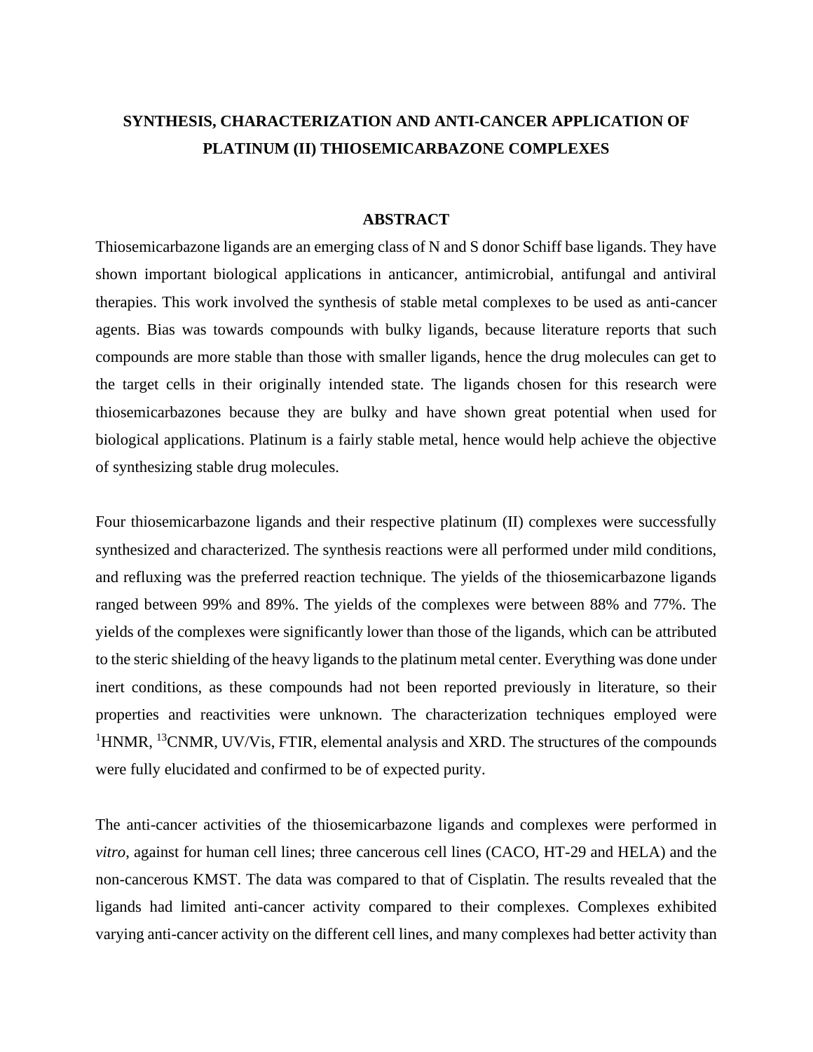# SYNTHESIS, CHARACTERIZATION AND ANTI-CANCER APPLICATION OF PLATINUM (II) THIOSEMICARBAZONE COMPLEXES

## ABSTRACT

Thiosemicarbazone ligands are an emerging class of N and S donor Schiff base ligands. They have shown important biological applications in anticancer, antimicrobial, antifungal and antiviral therapies. This work involved the synthesis of stable metal complexes to be used as anti-cancer agents. Bias was towards compounds with bulky ligands, because literature reports that such compounds are more stable than those with smaller ligands, hence the drug molecules can get to the target cells in their originally intended state. The ligands chosen for this research were thiosemicarbazones because they are bulky and have shown great potential when used for biological applications. Platinum is a fairly stable metal, hence would help achieve the objective of synthesizing stable drug molecules.

Four thiosemicarbazone ligands and their respective platinum (II) complexes were successfully synthesized and characterized. The synthesis reactions were all performed under mild conditions, and refluxing was the preferred reaction technique. The yields of the thiosemicarbazone ligands ranged between 99% and 89%. The yields of the complexes were between 88% and 77%. The yields of the complexes were significantly lower than those of the ligands, which can be attributed to the steric shielding of the heavy ligands to the platinum metal center. Everything was done under inert conditions, as these compounds had not been reported previously in literature, so their properties and reactivities were unknown. The characterization techniques employed were $^{1}$HNMR, $^{13}$CNMR, UV/Vis, FTIR, elemental analysis and XRD. The structures of the compounds were fully elucidated and confirmed to be of expected purity.

The anti-cancer activities of the thiosemicarbazone ligands and complexes were performed in *vitro*, against for human cell lines; three cancerous cell lines (CACO, HT-29 and HELA) and the non-cancerous KMST. The data was compared to that of Cisplatin. The results revealed that the ligands had limited anti-cancer activity compared to their complexes. Complexes exhibited varying anti-cancer activity on the different cell lines, and many complexes had better activity than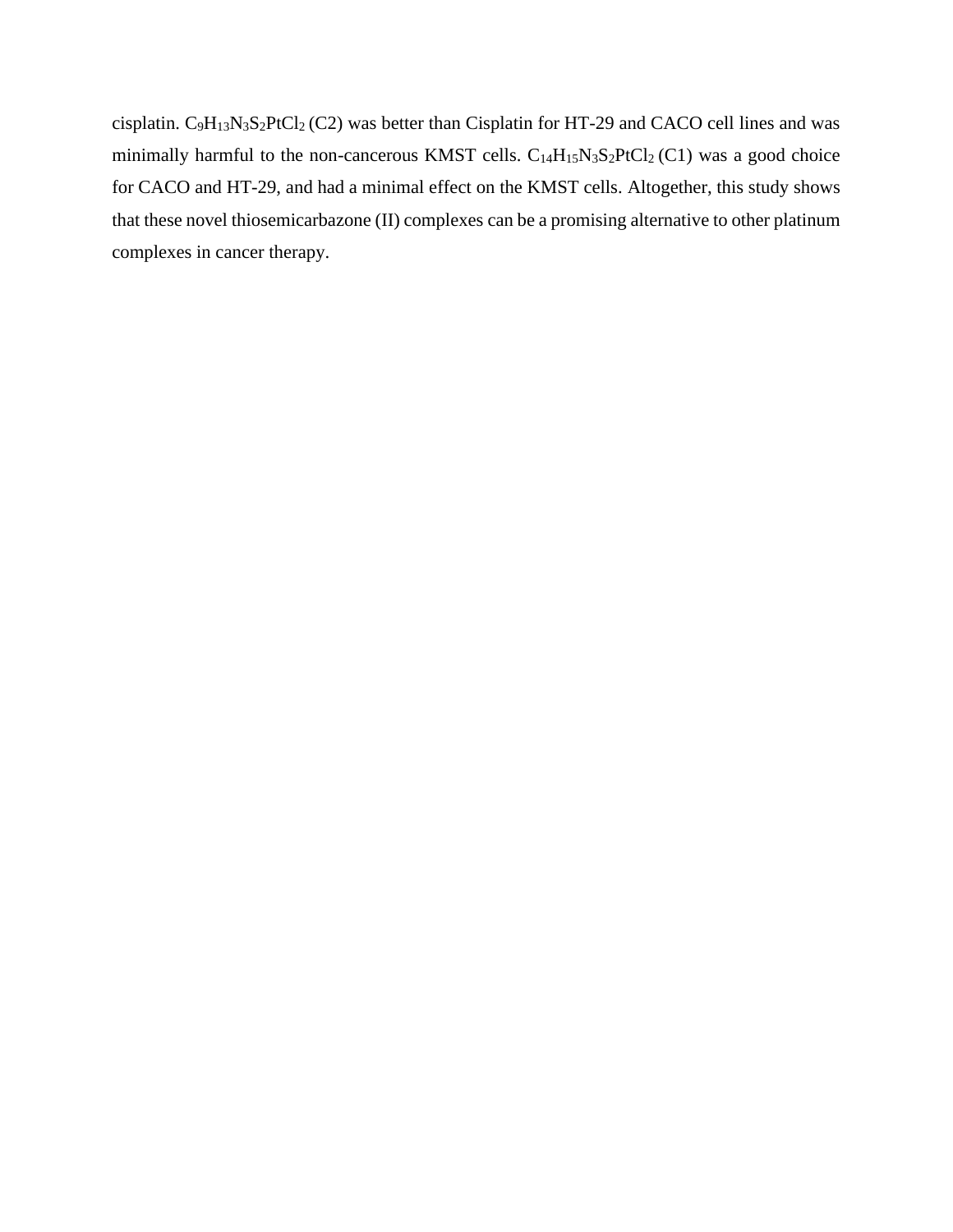cisplatin. $C_9H_{13}N_3S_2PtCl_2$ (C2) was better than Cisplatin for HT-29 and CACO cell lines and was minimally harmful to the non-cancerous KMST cells. $C_{14}H_{15}N_3S_2PtCl_2$ (C1) was a good choice for CACO and HT-29, and had a minimal effect on the KMST cells. Altogether, this study shows that these novel thiosemicarbazone (II) complexes can be a promising alternative to other platinum complexes in cancer therapy.